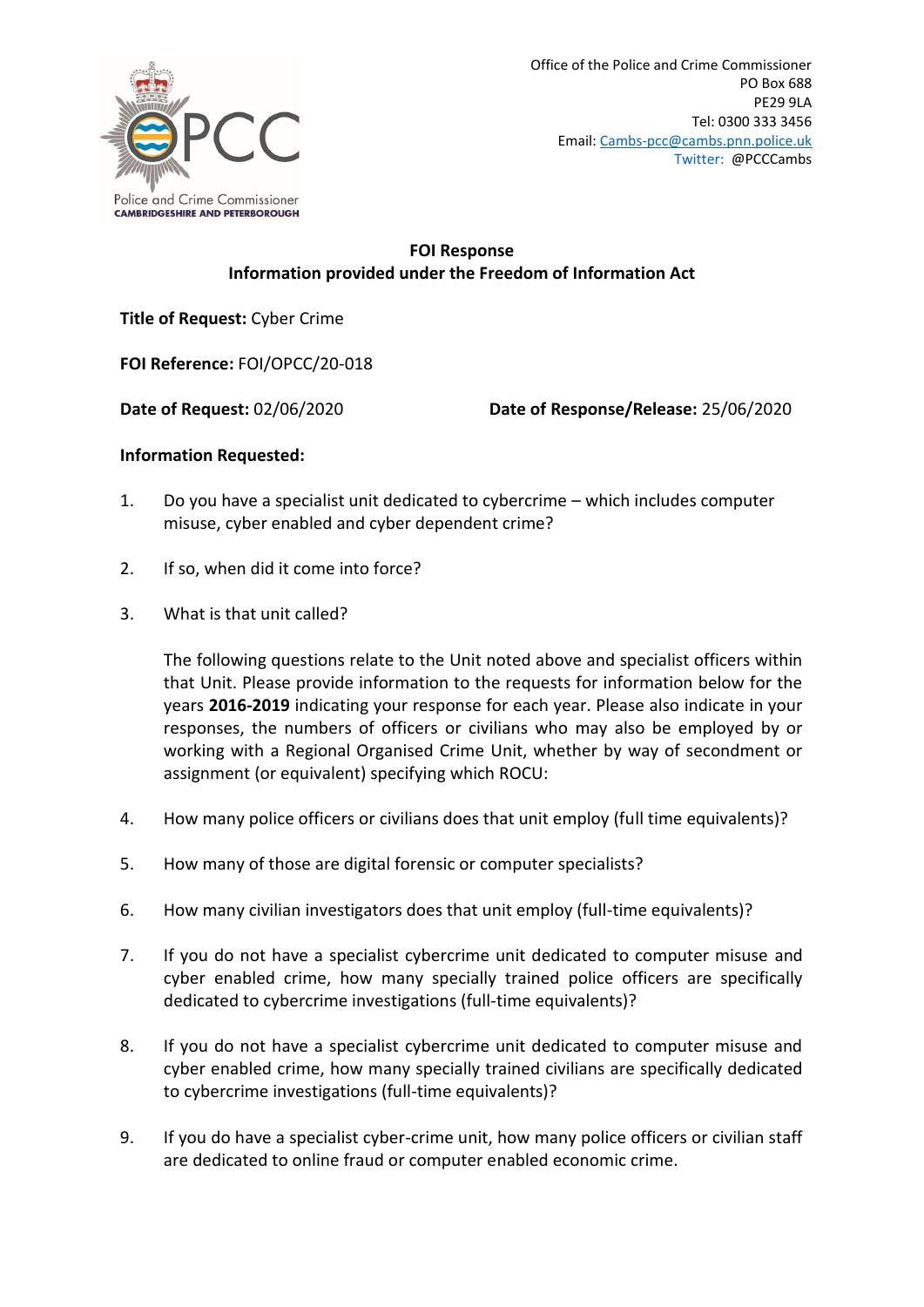Police and Crime Commissioner
CAMBRIDGESHIRE AND PETERBOROUGH

Office of the Police and Crime Commissioner
PO Box 688
PE29 9LA
Tel: 0300 333 3456
Email: Cambs-pcc@cambs.pnn.police.uk
Twitter: @PCCCambs

**FOI Response**
**Information provided under the Freedom of Information Act**

**Title of Request:** Cyber Crime

**FOI Reference:** FOI/OPCC/20-018

**Date of Request:** 02/06/2020

**Date of Response/Release:** 25/06/2020

**Information Requested:**

1. Do you have a specialist unit dedicated to cybercrime – which includes computer misuse, cyber enabled and cyber dependent crime?

2. If so, when did it come into force?

3. What is that unit called?

   The following questions relate to the Unit noted above and specialist officers within that Unit. Please provide information to the requests for information below for the years **2016-2019** indicating your response for each year. Please also indicate in your responses, the numbers of officers or civilians who may also be employed by or working with a Regional Organised Crime Unit, whether by way of secondment or assignment (or equivalent) specifying which ROCU:

4. How many police officers or civilians does that unit employ (full time equivalents)?

5. How many of those are digital forensic or computer specialists?

6. How many civilian investigators does that unit employ (full-time equivalents)?

7. If you do not have a specialist cybercrime unit dedicated to computer misuse and cyber enabled crime, how many specially trained police officers are specifically dedicated to cybercrime investigations (full-time equivalents)?

8. If you do not have a specialist cybercrime unit dedicated to computer misuse and cyber enabled crime, how many specially trained civilians are specifically dedicated to cybercrime investigations (full-time equivalents)?

9. If you do have a specialist cyber-crime unit, how many police officers or civilian staff are dedicated to online fraud or computer enabled economic crime.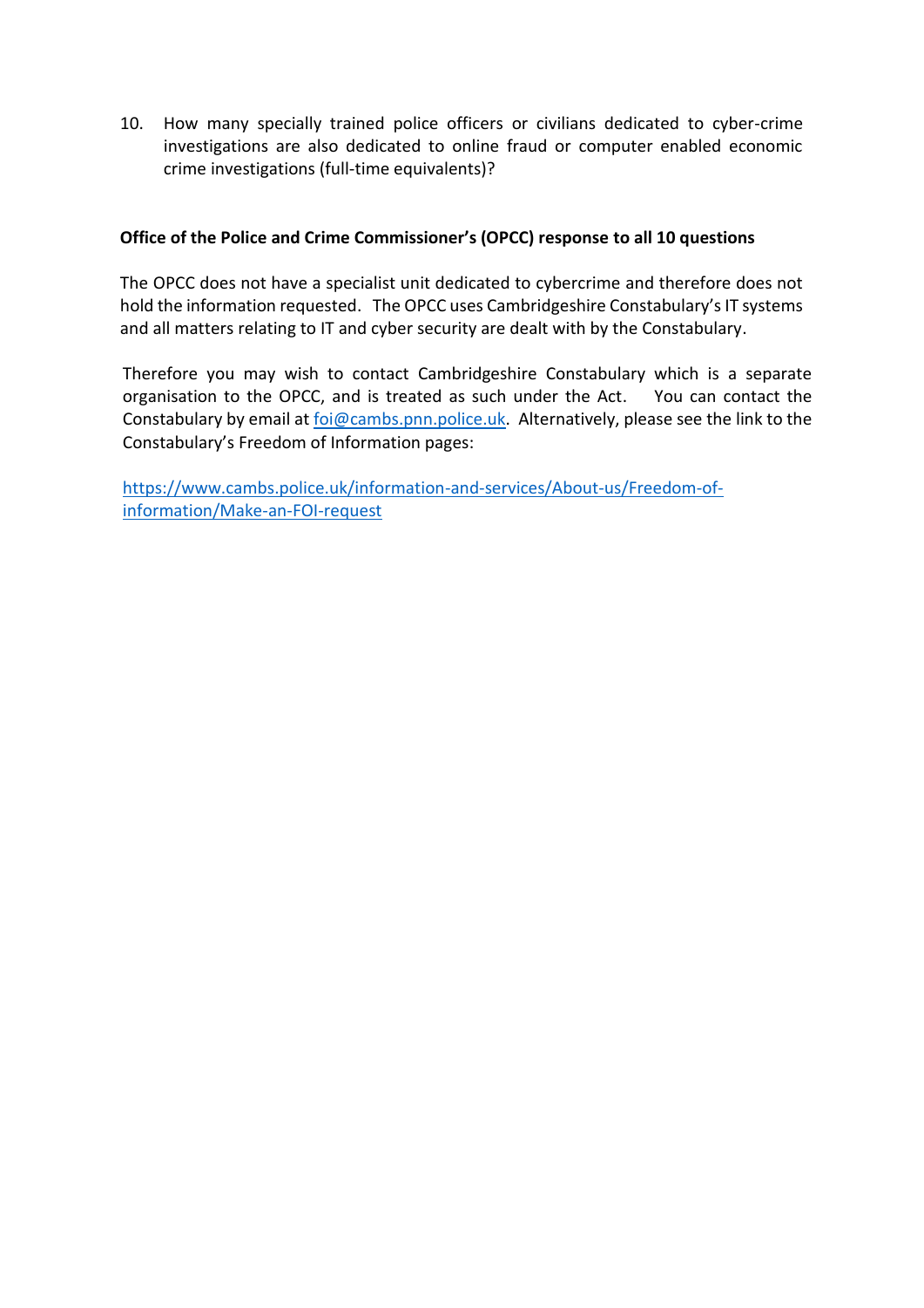10. How many specially trained police officers or civilians dedicated to cyber-crime investigations are also dedicated to online fraud or computer enabled economic crime investigations (full-time equivalents)?

**Office of the Police and Crime Commissioner's (OPCC) response to all 10 questions**

The OPCC does not have a specialist unit dedicated to cybercrime and therefore does not hold the information requested. The OPCC uses Cambridgeshire Constabulary's IT systems and all matters relating to IT and cyber security are dealt with by the Constabulary.

Therefore you may wish to contact Cambridgeshire Constabulary which is a separate organisation to the OPCC, and is treated as such under the Act. You can contact the Constabulary by email at foi@cambs.pnn.police.uk. Alternatively, please see the link to the Constabulary's Freedom of Information pages:

https://www.cambs.police.uk/information-and-services/About-us/Freedom-of-information/Make-an-FOI-request